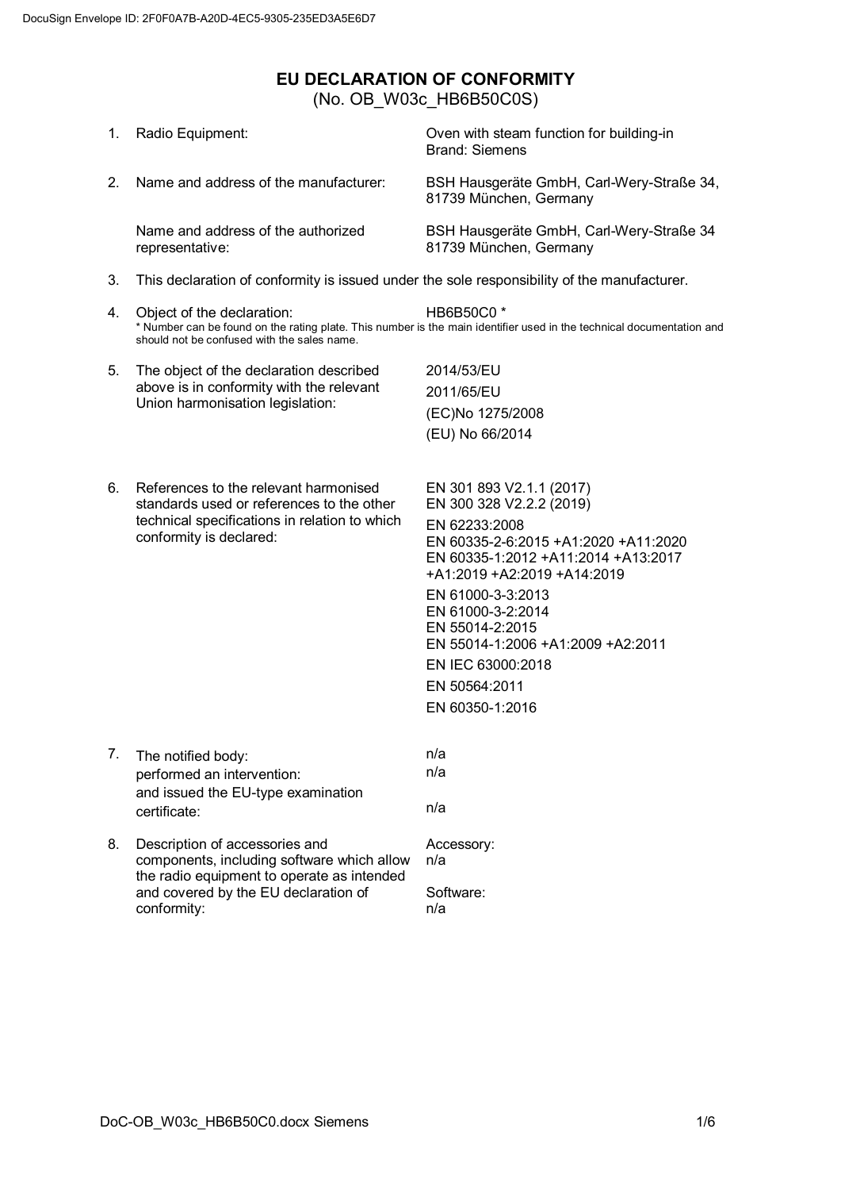DocuSign Envelope ID: 2F0F0A7B-A20D-4EC5-9305-235ED3A5E6D7

# EU DECLARATION OF CONFORMITY

(No. OB_W03c_HB6B50C0S)

| | | |
|---|---|---|
| 1. | Radio Equipment: | Oven with steam function for building-in<br>Brand: Siemens |
| 2. | Name and address of the manufacturer: | BSH Hausgeräte GmbH, Carl-Wery-Straße 34, 81739 München, Germany |
| | Name and address of the authorized representative: | BSH Hausgeräte GmbH, Carl-Wery-Straße 34 81739 München, Germany |

3. This declaration of conformity is issued under the sole responsibility of the manufacturer.

4. Object of the declaration: HB6B50C0 *

* Number can be found on the rating plate. This number is the main identifier used in the technical documentation and should not be confused with the sales name.

| | | |
|---|---|---|
| 5. | The object of the declaration described above is in conformity with the relevant Union harmonisation legislation: | 2014/53/EU<br>2011/65/EU<br>(EC)No 1275/2008<br>(EU) No 66/2014 |
| 6. | References to the relevant harmonised standards used or references to the other technical specifications in relation to which conformity is declared: | EN 301 893 V2.1.1 (2017)<br>EN 300 328 V2.2.2 (2019)<br>EN 62233:2008<br>EN 60335-2-6:2015 +A1:2020 +A11:2020<br>EN 60335-1:2012 +A11:2014 +A13:2017 +A1:2019 +A2:2019 +A14:2019<br>EN 61000-3-3:2013<br>EN 61000-3-2:2014<br>EN 55014-2:2015<br>EN 55014-1:2006 +A1:2009 +A2:2011<br>EN IEC 63000:2018<br>EN 50564:2011<br>EN 60350-1:2016 |
| 7. | The notified body:<br>performed an intervention:<br>and issued the EU-type examination certificate: | n/a<br>n/a<br>n/a |
| 8. | Description of accessories and components, including software which allow the radio equipment to operate as intended and covered by the EU declaration of conformity: | Accessory:<br>n/a<br><br>Software:<br>n/a |

DoC-OB_W03c_HB6B50C0.docx Siemens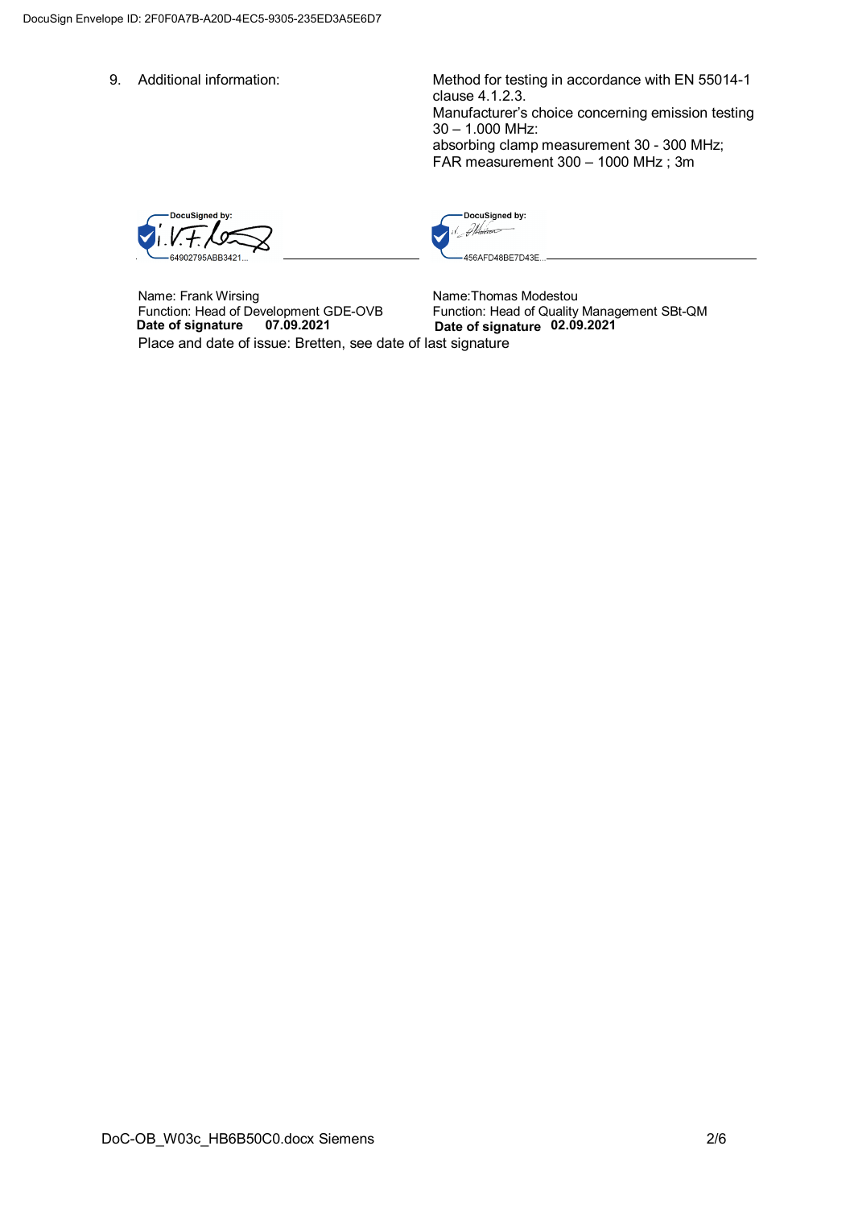DocuSign Envelope ID: 2F0F0A7B-A20D-4EC5-9305-235ED3A5E6D7

9. Additional information: Method for testing in accordance with EN 55014-1 clause 4.1.2.3.
Manufacturer's choice concerning emission testing 30 – 1.000 MHz:
absorbing clamp measurement 30 - 300 MHz;
FAR measurement 300 – 1000 MHz ; 3m

DocuSigned by:
i.V.F.
64902795ABB3421...

DocuSigned by:
i.V.
456AFD48BE7D43E...

Name: Frank Wirsing
Function: Head of Development GDE-OVB
**Date of signature 07.09.2021**

Name:Thomas Modestou
Function: Head of Quality Management SBt-QM
**Date of signature 02.09.2021**

Place and date of issue: Bretten, see date of last signature

DoC-OB_W03c_HB6B50C0.docx Siemens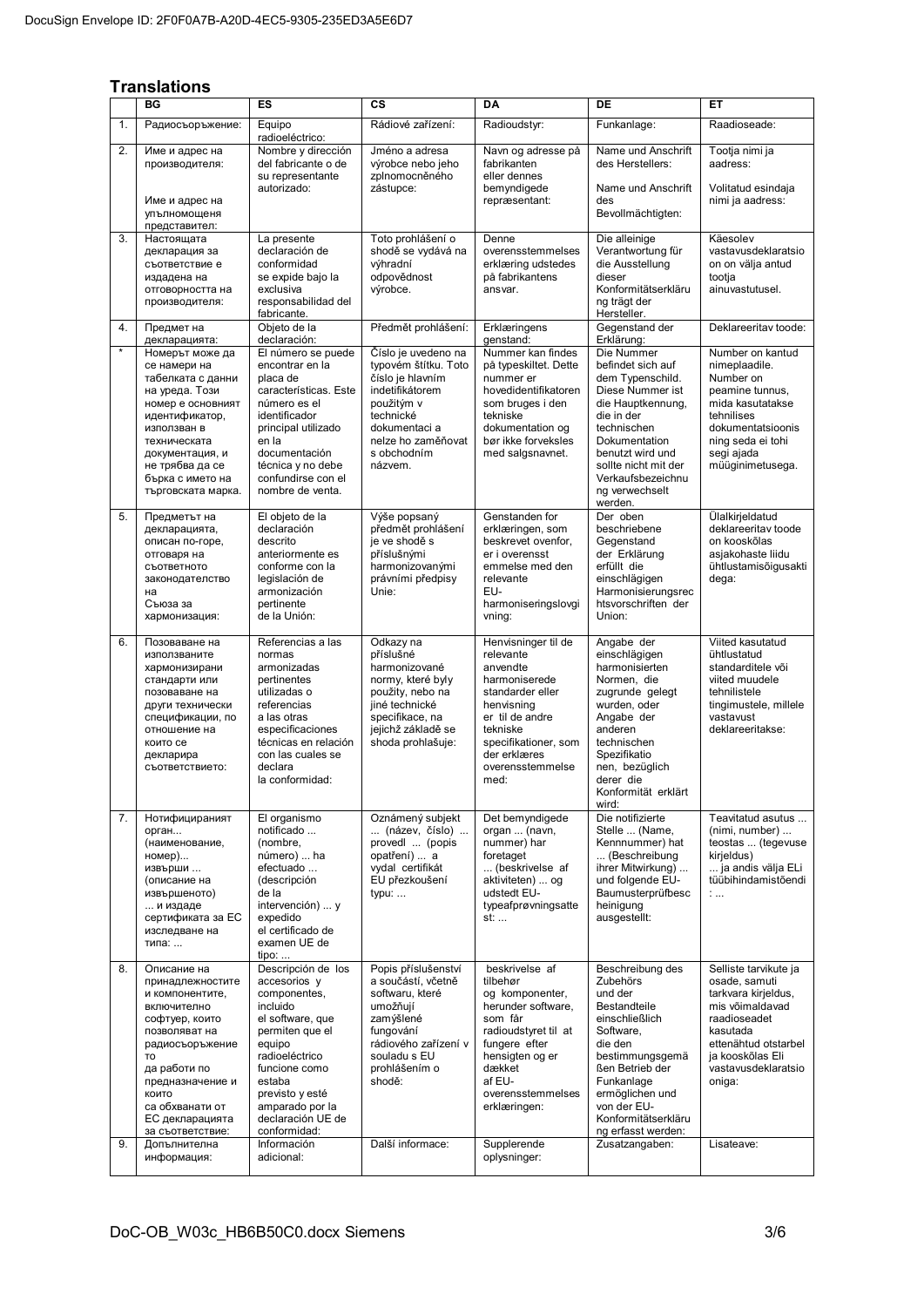## Translations

| | BG | ES | CS | DA | DE | ET |
|---|---|---|---|---|---|---|
| 1. | Радиосъоръжение: | Equipo radioeléctrico: | Rádiové zařízení: | Radioudstyr: | Funkanlage: | Raadioseade: |
| 2. | Име и адрес на производителя: Име и адрес на упълномощеня представител: | Nombre y dirección del fabricante o de su representante autorizado: | Jméno a adresa výrobce nebo jeho zplnomocněného zástupce: | Navn og adresse på fabrikanten eller dennes bemyndigede repræsentant: | Name und Anschrift des Herstellers: Name und Anschrift des Bevollmächtigten: | Tootja nimi ja aadress: Volitatud esindaja nimi ja aadress: |
| 3. | Настоящата декларация за съответствие е издадена на отговорността на производителя: | La presente declaración de conformidad se expide bajo la exclusiva responsabilidad del fabricante. | Toto prohlášení o shodě se vydává na výhradní odpovědnost výrobce. | Denne overensstemmelses erklæring udstedes på fabrikantens ansvar. | Die alleinige Verantwortung für die Ausstellung dieser Konformitätserklärung trägt der Hersteller. | Käesolev vastavusdeklaratsioon on välja antud tootja ainuvastutusel. |
| 4. | Предмет на декларацията: | Objeto de la declaración: | Předmět prohlášení: | Erklæringens genstand: | Gegenstand der Erklärung: | Deklareeritav toode: |
| * | Номерът може да се намери на табелката с данни на уреда. Този номер е основният идентификатор, използван в техническата документация, и не трябва да се бърка с името на търговската марка. | El número se puede encontrar en la placa de características. Este número es el identificador principal utilizado en la documentación técnica y no debe confundirse con el nombre de venta. | Číslo je uvedeno na typovém štítku. Toto číslo je hlavním indetifikátorem použitým v technické dokumentaci a nelze ho zaměňovat s obchodním názvem. | Nummer kan findes på typeskiltet. Dette nummer er hovedidentifikatoren som bruges i den tekniske dokumentation og bør ikke forveksles med salgsnavnet. | Die Nummer befindet sich auf dem Typenschild. Diese Nummer ist die Hauptkennung, die in der technischen Dokumentation benutzt wird und sollte nicht mit der Verkaufsbezeichnung verwechselt werden. | Number on kantud nimeplaadile. Number on peamine tunnus, mida kasutatakse tehnilises dokumentatsioonis ning seda ei tohi segi ajada müüginimetusega. |
| 5. | Предметът на декларацията, описан по-горе, отговаря на съответното законодателство на Съюза за хармонизация: | El objeto de la declaración descrito anteriormente es conforme con la legislación de armonización pertinente de la Unión: | Výše popsaný předmět prohlášení je ve shodě s příslušnými harmonizovanými právními předpisy Unie: | Genstanden for erklæringen, som beskrevet ovenfor, er i overensst emmelse med den relevante EU-harmoniseringslovgivning: | Der oben beschriebene Gegenstand der Erklärung erfüllt die einschlägigen Harmonisierungsrechtsvorschriften der Union: | Ülalkirjeldatud deklareeritav toode on kooskõlas asjakohaste liidu ühtlustamisõigusakti dega: |
| 6. | Позоваване на използваните хармонизирани стандарти или позоваване на други технически спецификации, по отношение на които се декларира съответствието: | Referencias a las normas armonizadas pertinentes utilizadas o referencias a las otras especificaciones técnicas en relación con las cuales se declara la conformidad: | Odkazy na příslušné harmonizované normy, které byly použity, nebo na jiné technické specifikace, na jejichž základě se shoda prohlašuje: | Henvisninger til de relevante anvendte harmoniserede standarder eller henvisning er til de andre tekniske specifikationer, som der erklæres overensstemmelse med: | Angabe der einschlägigen harmonisierten Normen, die zugrunde gelegt wurden, oder Angabe der anderen technischen Spezifikationen, bezüglich derer die Konformität erklärt wird: | Viited kasutatud ühtlustatud standarditele või viited muudele tehnilistele tingimustele, millele vastavust deklareeritakse: |
| 7. | Нотифицираният орган... (наименование, номер)... извърши ... (описание на извършеното) ... и издаде сертификата за ЕС изследване на типа: ... | El organismo notificado ... (nombre, número) ... ha efectuado ... (descripción de la intervención) ... y expedido el certificado de examen UE de tipo: ... | Oznámený subjekt ... (název, číslo) ... provedl ... (popis opatření) ... a vydal certifikát EU přezkoušení typu: ... | Det bemyndigede organ ... (navn, nummer) har foretaget ... (beskrivelse af aktiviteten) ... og udstedt EU-typeafprøvningsattest: ... | Die notifizierte Stelle ... (Name, Kennnummer) hat ... (Beschreibung ihrer Mitwirkung) ... und folgende EU-Baumusterprüfbescheinigung ausgestellt: | Teavitatud asutus ... (nimi, number) ... teostas ... (tegevuse kirjeldus) ... ja andis välja ELi tüübihindamistõendi : ... |
| 8. | Описание на принадлежностите и компонентите, включително софтуер, които позволяват на радиосъоръжението да работи по предназначение и които са обхванати от ЕС декларацията за съответствие: | Descripción de los accesorios y componentes, incluido el software, que permiten que el equipo radioeléctrico funcione como estaba previsto y esté amparado por la declaración UE de conformidad: | Popis příslušenství a součástí, včetně softwaru, které umožňují zamýšlené fungování rádiového zařízení v souladu s EU prohlášením o shodě: | beskrivelse af tilbehør og komponenter, herunder software, som får radioudstyret til at fungere efter hensigten og er dækket af EU-overensstemmelses erklæringen: | Beschreibung des Zubehörs und der Bestandteile einschließlich Software, die den bestimmungsgemäßen Betrieb der Funkanlage ermöglichen und von der EU-Konformitätserklärung erfasst werden: | Selliste tarvikute ja osade, samuti tarkvara kirjeldus, mis võimaldavad raadioseadet kasutada ettenähtud otstarbel ja kooskõlas Eli vastavusdeklaratsioniga: |
| 9. | Допълнителна информация: | Información adicional: | Další informace: | Supplerende oplysninger: | Zusatzangaben: | Lisateave: |

DoC-OB_W03c_HB6B50C0.docx Siemens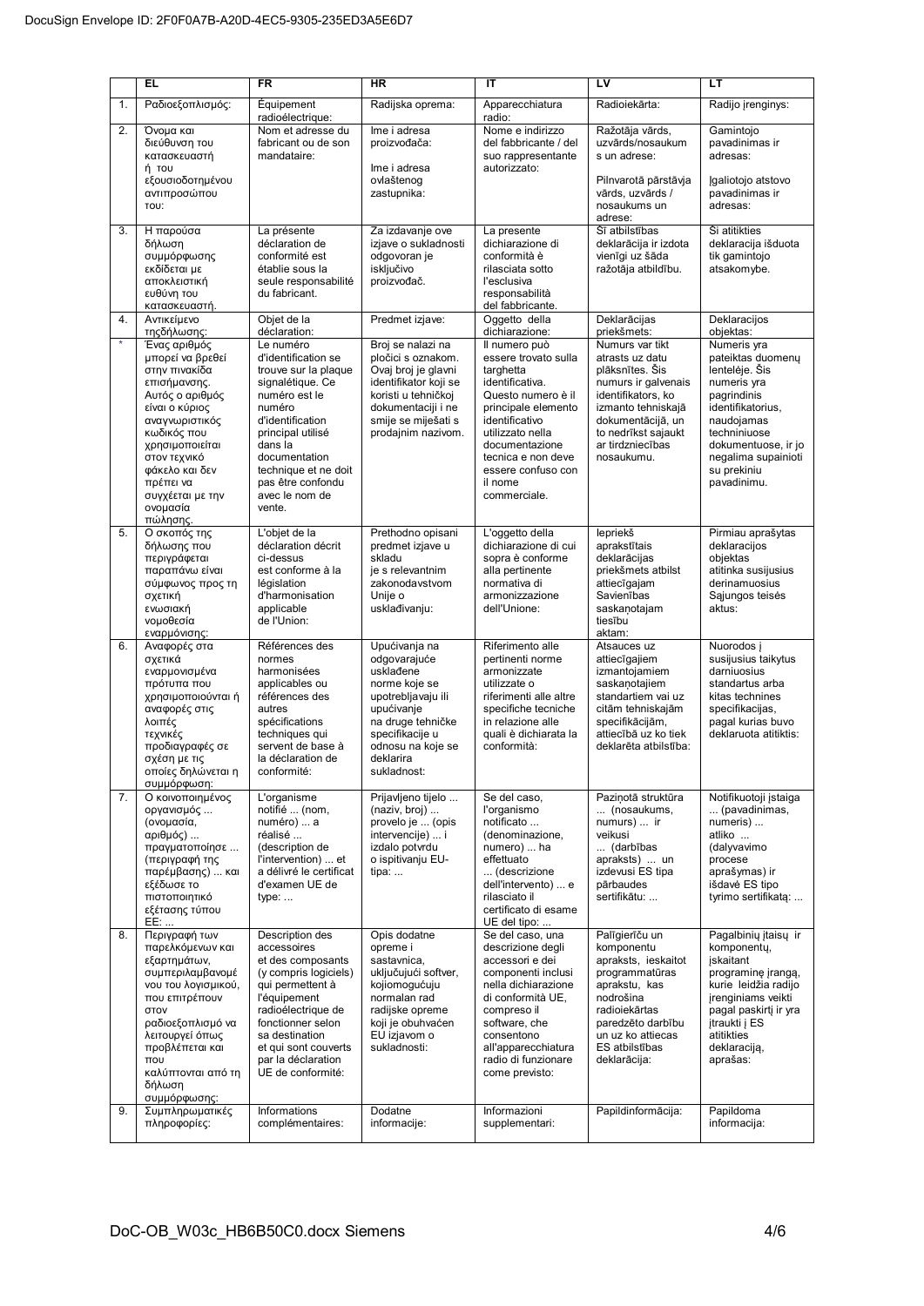| | EL | FR | HR | IT | LV | LT |
|---|---|---|---|---|---|---|
| 1. | Ραδιοεξοπλισμός: | Équipement radioélectrique: | Radijska oprema: | Apparecchiatura radio: | Radioiekārta: | Radijo įrenginys: |
| 2. | Όνομα και διεύθυνση του κατασκευαστή ή του εξουσιοδοτημένου αντιπροσώπου του: | Nom et adresse du fabricant ou de son mandataire: | Ime i adresa proizvođača:<br><br>Ime i adresa ovlaštenog zastupnika: | Nome e indirizzo del fabbricante / del suo rappresentante autorizzato: | Ražotāja vārds, uzvārds/nosaukum s un adrese:<br><br>Pilnvarotā pārstāvja vārds, uzvārds / nosaukums un adrese: | Gamintojo pavadinimas ir adresas:<br><br>Įgaliotojo atstovo pavadinimas ir adresas: |
| 3. | Η παρούσα δήλωση συμμόρφωσης εκδίδεται με αποκλειστική ευθύνη του κατασκευαστή. | La présente déclaration de conformité est établie sous la seule responsabilité du fabricant. | Za izdavanje ove izjave o sukladnosti odgovoran je isključivo proizvođač. | La presente dichiarazione di conformità è rilasciata sotto l'esclusiva responsabilità del fabbricante. | Šī atbilstības deklarācija ir izdota vienīgi uz šāda ražotāja atbildību. | Ši atitikties deklaracija išduota tik gamintojo atsakomybe. |
| 4. | Αντικείμενο τηςδήλωσης: | Objet de la déclaration: | Predmet izjave: | Oggetto della dichiarazione: | Deklarācijas priekšmets: | Deklaracijos objektas: |
| * | Ένας αριθμός μπορεί να βρεθεί στην πινακίδα επισήμανσης. Αυτός ο αριθμός είναι ο κύριος αναγνωριστικός κωδικός που χρησιμοποιείται στον τεχνικό φάκελο και δεν πρέπει να συγχέεται με την ονομασία πώλησης. | Le numéro d'identification se trouve sur la plaque signalétique. Ce numéro est le numéro d'identification principal utilisé dans la documentation technique et ne doit pas être confondu avec le nom de vente. | Broj se nalazi na pločici s oznakom. Ovaj broj je glavni identifikator koji se koristi u tehničkoj dokumentaciji i ne smije se miješati s prodajnim nazivom. | Il numero può essere trovato sulla targhetta identificativa. Questo numero è il principale elemento identificativo utilizzato nella documentazione tecnica e non deve essere confuso con il nome commerciale. | Numurs var tikt atrasts uz datu plāksnītes. Šis numurs ir galvenais identifikators, ko izmanto tehniskajā dokumentācijā, un to nedrīkst sajaukt ar tirdzniecības nosaukumu. | Numeris yra pateiktas duomenų lentelėje. Šis numeris yra pagrindinis identifikatorius, naudojamas techniniuose dokumentuose, ir jo negalima supainioti su prekiniu pavadinimu. |
| 5. | Ο σκοπός της δήλωσης που περιγράφεται παραπάνω είναι σύμφωνος προς τη σχετική ενωσιακή νομοθεσία εναρμόνισης: | L'objet de la déclaration décrit ci-dessus est conforme à la législation d'harmonisation applicable de l'Union: | Prethodno opisani predmet izjave u skladu je s relevantnim zakonodavstvom Unije o usklađivanju: | L'oggetto della dichiarazione di cui sopra è conforme alla pertinente normativa di armonizzazione dell'Unione: | Iepriekš aprakstītais deklarācijas priekšmets atbilst attiecīgajam Savienības saskaņotajam tiesību aktam: | Pirmiau aprašytas deklaracijos objektas atitinka susijusius derinamuosius Sąjungos teisės aktus: |
| 6. | Αναφορές στα σχετικά εναρμονισμένα πρότυπα που χρησιμοποιούνται ή αναφορές στις λοιπές τεχνικές προδιαγραφές σε σχέση με τις οποίες δηλώνεται η συμμόρφωση: | Références des normes harmonisées applicables ou références des autres spécifications techniques qui servent de base à la déclaration de conformité: | Upućivanja na odgovarajuće usklađene norme koje se upotrebljavaju ili upućivanje na druge tehničke specifikacije u odnosu na koje se deklarira sukladnost: | Riferimento alle pertinenti norme armonizzate utilizzate o riferimenti alle altre specifiche tecniche in relazione alle quali è dichiarata la conformità: | Atsauces uz attiecīgajiem izmantojamiem saskaņotajiem standartiem vai uz citām tehniskajām specifikācijām, attiecībā uz ko tiek deklarēta atbilstība: | Nuorodos į susijusius taikytus darniuosius standartus arba kitas technines specifikacijas, pagal kurias buvo deklaruota atitiktis: |
| 7. | Ο κοινοποιημένος οργανισμός ... (ονομασία, αριθμός) ... πραγματοποίησε ... (περιγραφή της παρέμβασης) ... και εξέδωσε το πιστοποιητικό εξέτασης τύπου ΕΕ: ... | L'organisme notifié ... (nom, numéro) ... a réalisé ... (description de l'intervention) ... et a délivré le certificat d'examen UE de type: ... | Prijavljeno tijelo ... (naziv, broj) ... provelo je ... (opis intervencije) ... i izdalo potvrdu o ispitivanju EU-tipa: ... | Se del caso, l'organismo notificato ... (denominazione, numero) ... ha effettuato ... (descrizione dell'intervento) ... e rilasciato il certificato di esame UE del tipo: ... | Paziņotā struktūra ... (nosaukums, numurs) ... ir veikusi ... (darbības apraksts) ... un izdevusi ES tipa pārbaudes sertifikātu: ... | Notifikuotoji įstaiga ... (pavadinimas, numeris) ... atliko ... (dalyvavimo procese aprašymas) ir išdavė ES tipo tyrimo sertifikatą: ... |
| 8. | Περιγραφή των παρελκόμενων και εξαρτημάτων, συμπεριλαμβανομένου του λογισμικού, που επιτρέπουν στον ραδιοεξοπλισμό να λειτουργεί όπως προβλέπεται και που καλύπτονται από τη δήλωση συμμόρφωσης: | Description des accessoires et des composants (y compris logiciels) qui permettent à l'équipement radioélectrique de fonctionner selon sa destination et qui sont couverts par la déclaration UE de conformité: | Opis dodatne opreme i sastavnica, uključujući softver, kojiomogućuju normalan rad radijske opreme koji je obuhvaćen EU izjavom o sukladnosti: | Se del caso, una descrizione degli accessori e dei componenti inclusi nella dichiarazione di conformità UE, compreso il software, che consentono all'apparecchiatura radio di funzionare come previsto: | Palīgierīču un komponentu apraksts, ieskaitot programmatūras aprakstu, kas nodrošina radioiekārtas paredzēto darbību un uz ko attiecas ES atbilstības deklarācija: | Pagalbinių įtaisų ir komponentų, įskaitant programinę įrangą, kurie leidžia radijo įrenginiams veikti pagal paskirtį ir yra įtraukti į ES atitikties deklaraciją, aprašas: |
| 9. | Συμπληρωματικές πληροφορίες: | Informations complémentaires: | Dodatne informacije: | Informazioni supplementari: | Papildinformācija: | Papildoma informacija: |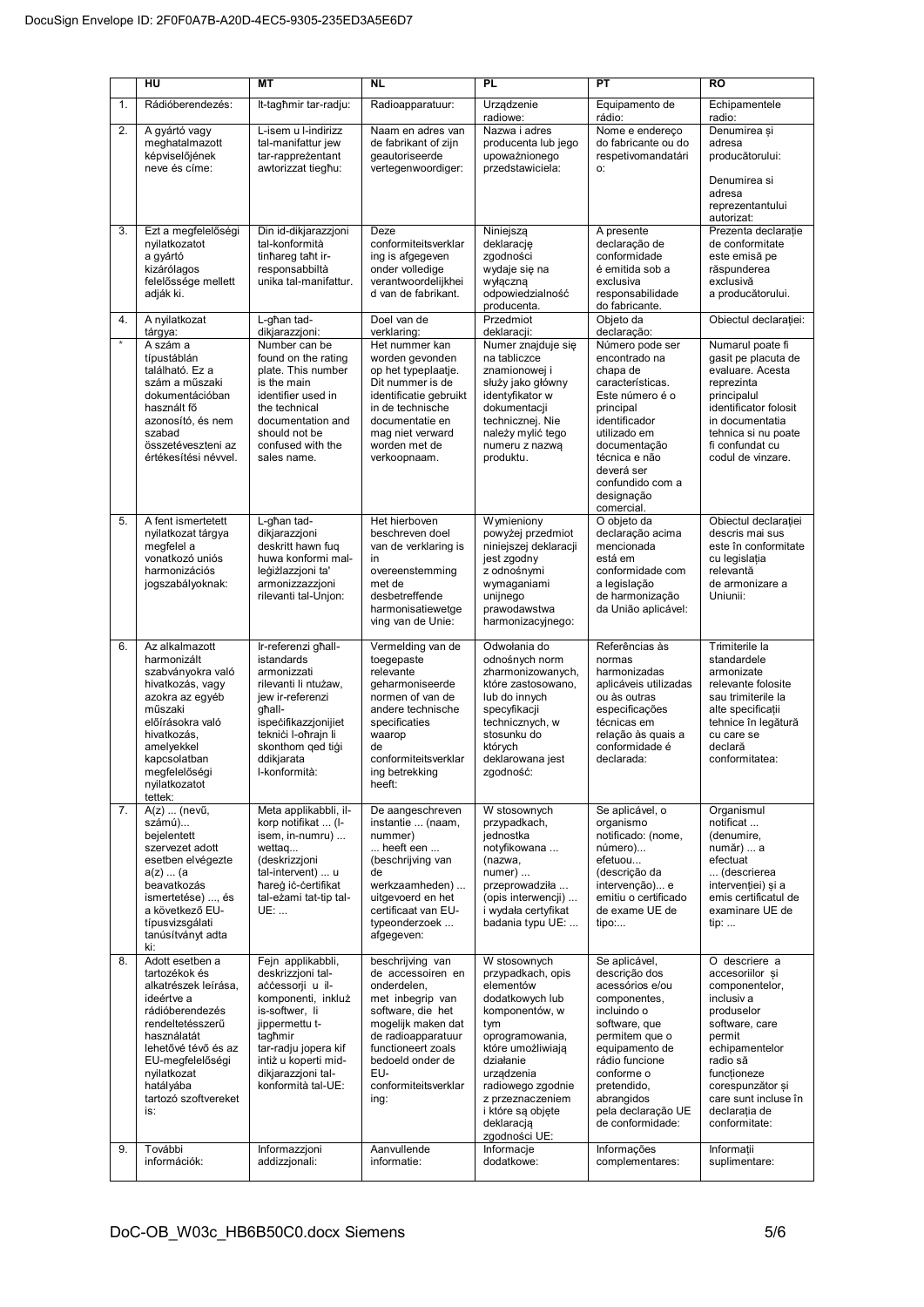| | HU | MT | NL | PL | PT | RO |
|---|---|---|---|---|---|---|
| 1. | Rádióberendezés: | It-tagħmir tar-radju: | Radioapparatuur: | Urządzenie radiowe: | Equipamento de rádio: | Echipamentele radio: |
| 2. | A gyártó vagy meghatalmazott képviselőjének neve és címe: | L-isem u l-indirizz tal-manifattur jew tar-rappreżentant awtorizzat tiegħu: | Naam en adres van de fabrikant of zijn geautoriseerde vertegenwoordiger: | Nazwa i adres producenta lub jego upoważnionego przedstawiciela: | Nome e endereço do fabricante ou do respetivomandatário: | Denumirea și adresa producătorului: Denumirea si adresa reprezentantului autorizat: |
| 3. | Ezt a megfelelőségi nyilatkozatot a gyártó kizárólagos felelőssége mellett adják ki. | Din id-dikjarazzjoni tal-konformità tinħareg taħt ir-responsabbiltà unika tal-manifattur. | Deze conformiteitsverklaring is afgegeven onder volledige verantwoordelijkheid van de fabrikant. | Niniejszą deklarację zgodności wydaje się na wyłączną odpowiedzialność producenta. | A presente declaração de conformidade é emitida sob a exclusiva responsabilidade do fabricante. | Prezenta declarație de conformitate este emisă pe răspunderea exclusivă a producătorului. |
| 4. | A nyilatkozat tárgya: | L-għan tad-dikjarazzjoni: | Doel van de verklaring: | Przedmiot deklaracji: | Objeto da declaração: | Obiectul declarației: |
| * | A szám a típustáblán található. Ez a szám a műszaki dokumentációban használt fő azonosító, és nem szabad összetéveszteni az értékesítési névvel. | Number can be found on the rating plate. This number is the main identifier used in the technical documentation and should not be confused with the sales name. | Het nummer kan worden gevonden op het typeplaatje. Dit nummer is de identifikator gebruikt in de technische documentatie en mag niet verward worden met de verkoopnaam. | Numer znajduje się na tabliczce znamionowej i służy jako główny identyfikator w dokumentacji technicznej. Nie należy mylić tego numeru z nazwą produktu. | Número pode ser encontrado na chapa de características. Este número é o principal identificador utilizado em documentação técnica e não deverá ser confundido com a designação comercial. | Numarul poate fi gasit pe placuta de evaluare. Acesta reprezinta principalul identificator folosit in documentatia tehnica si nu poate fi confundat cu codul de vinzare. |
| 5. | A fent ismertetett nyilatkozat tárgya megfelel a vonatkozó uniós harmonizációs jogszabályoknak: | L-għan tad-dikjarazzjoni deskritt hawn fuq huwa konformi mal-leġiżlazzjoni ta' armonizzazzjoni rilevanti tal-Unjon: | Het hierboven beschreven doel van de verklaring is in overeenstemming met de desbetreffende harmonisatiewetgeving van de Unie: | Wymieniony powyżej przedmiot niniejszej deklaracji jest zgodny z odnośnymi wymaganiami unijnego prawodawstwa harmonizacyjnego: | O objeto da declaração acima mencionada está em conformidade com a legislação de harmonização da União aplicável: | Obiectul declarației descris mai sus este în conformitate cu legislația relevantă de armonizare a Uniunii: |
| 6. | Az alkalmazott harmonizált szabványokra való hivatkozás, vagy azokra az egyéb műszaki előírásokra való hivatkozás, amelyekkel kapcsolatban megfelelőségi nyilatkozatot tettek: | Ir-referenzi għall-istandards armonizzati rilevanti li ntużaw, jew ir-referenzi għall-ispeċifikazzjonijiet tekniċi l-oħrajn li skonthom qed tiġi ddikjarata l-konformità: | Vermelding van de toegepaste relevante geharmoniseerde normen of van de andere technische specificaties waarop de conformiteitsverklaring betrekking heeft: | Odwołania do odnośnych norm zharmonizowanych, które zastosowano, lub do innych specyfikacji technicznych, w stosunku do których deklarowana jest zgodność: | Referências às normas harmonizadas aplicáveis utilizadas ou às outras especificações técnicas em relação às quais a conformidade é declarada: | Trimiterile la standardele armonizate relevante folosite sau trimiterile la alte specificații tehnice în legătură cu care se declară conformitatea: |
| 7. | A(z) ... (nevű, számú)... bejelentett szervezet adott esetben elvégezte a(z) ... (a beavatkozás ismertetése) ..., és a következő EU-típusvizsgálati tanúsítványt adta ki: | Meta applikabbli, il-korp notifikat ... (l-isem, in-numru) ... wettaq... (deskrizzjoni tal-intervent) ... u ħareġ iċ-ċertifikat tal-eżami tat-tip tal-UE: ... | De aangeschreven instantie ... (naam, nummer) ... heeft een ... (beschrijving van de werkzaamheden) ... uitgevoerd en het certificaat van EU-typeonderzoek ... afgegeven: | W stosownych przypadkach, jednostka notyfikowana ... (nazwa, numer) ... przeprowadziła ... (opis interwencji) ... i wydała certyfikat badania typu UE: ... | Se aplicável, o organismo notificado: (nome, número)... efetuou... (descrição da intervenção)... e emitiu o certificado de exame UE de tipo:... | Organismul notificat ... (denumire, număr) ... a efectuat ... (descrierea intervenției) și a emis certificatul de examinare UE de tip: ... |
| 8. | Adott esetben a tartozékok és alkatrészek leírása, ideértve a rádióberendezés rendeltetésszerű használatát lehetővé tévő és az EU-megfelelőségi nyilatkozat hatályába tartozó szoftvereket is: | Fejn applikabbli, deskrizzjoni tal-aċċessorji u il-komponenti, inkluż is-software, li jippermettu t-tagħmir tar-radju jopera kif intiż u koperti mid-dikjarazzjoni tal-konformità tal-UE: | beschrijving van de accessoiren en onderdelen, met inbegrip van software, die het mogelijk maken dat de radioapparatuur functioneert zoals bedoeld onder de EU-conformiteitsverklaring: | W stosownych przypadkach, opis elementów dodatkowych lub komponentów, w tym oprogramowania, które umożliwiają działanie urządzenia radiowego zgodnie z przeznaczeniem i które są objęte deklaracją zgodności UE: | Se aplicável, descrição dos acessórios e/ou componentes, incluindo o software, que permitem que o equipamento de rádio funcione conforme o pretendido, abrangidos pela declaração UE de conformidade: | O descriere a accesoriilor și componentelor, inclusiv a produselor software, care permit echipamentelor radio să funcționeze corespunzător și care sunt incluse în declarația de conformitate: |
| 9. | További információk: | Informazzjoni addizzjonali: | Aanvullende informatie: | Informacje dodatkowe: | Informações complementares: | Informații suplimentare: |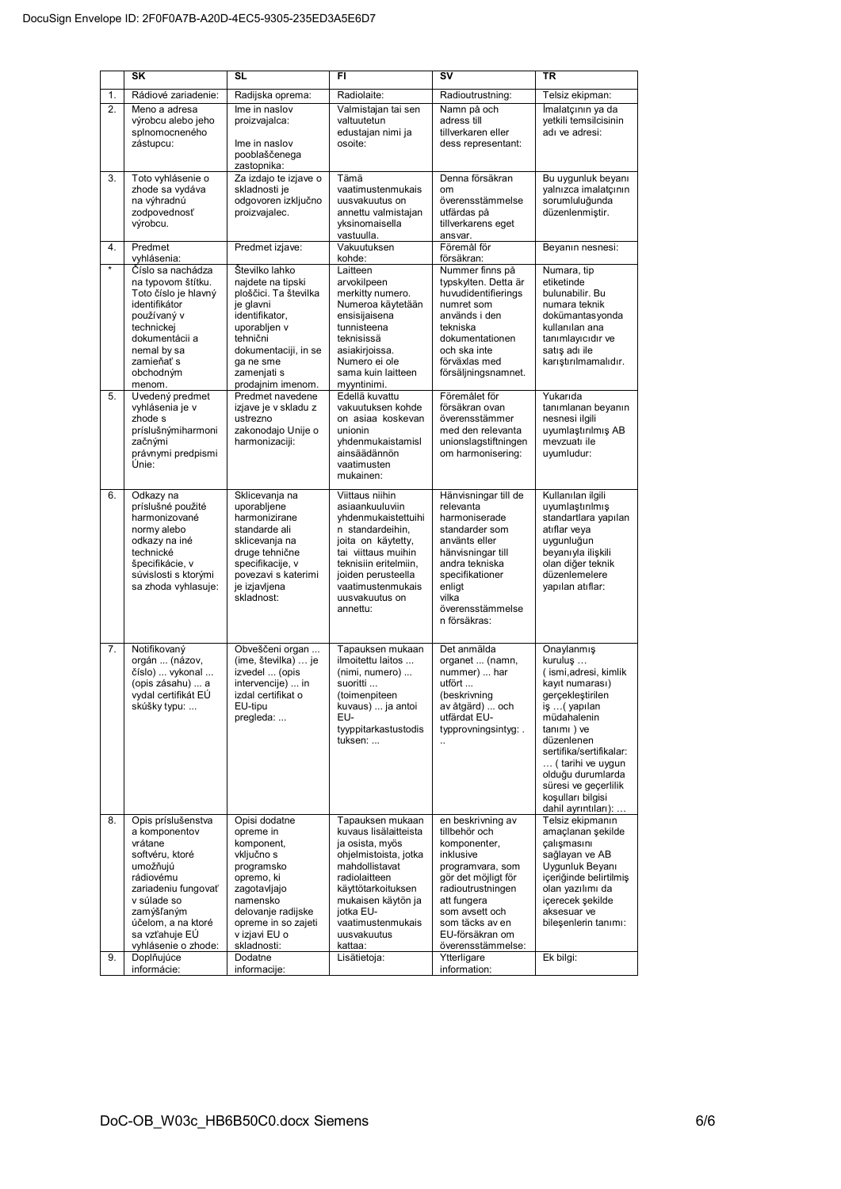| | SK | SL | FI | SV | TR |
|---|---|---|---|---|---|
| 1. | Rádiové zariadenie: | Radijska oprema: | Radiolaite: | Radioutrustning: | Telsiz ekipman: |
| 2. | Meno a adresa výrobcu alebo jeho splnomocneného zástupcu: | Ime in naslov proizvajalca: Ime in naslov pooblaščenega zastopnika: | Valmistajan tai sen valtuutetun edustajan nimi ja osoite: | Namn på och adress till tillverkaren eller dess representant: | İmalatçının ya da yetkili temsilcisinin adı ve adresi: |
| 3. | Toto vyhlásenie o zhode sa vydáva na výhradnú zodpovednosť výrobcu. | Za izdajo te izjave o skladnosti je odgovoren izključno proizvajalec. | Tämä vaatimustenmukais uusvakuutus on annettu valmistajan yksinomaisella vastuulla. | Denna försäkran om överensstämmelse utfärdas på tillverkarens eget ansvar. | Bu uygunluk beyanı yalnızca imalatçının sorumluluğunda düzenlenmiştir. |
| 4. | Predmet vyhlásenia: | Predmet izjave: | Vakuutuksen kohde: | Föremål för försäkran: | Beyanın nesnesi: |
| * | Číslo sa nachádza na typovom štítku. Toto číslo je hlavný identifikátor používaný v technickej dokumentácii a nemal by sa zamieňať s obchodným menom. | Številko lahko najdete na tipski ploščici. Ta številka je glavni identifikator, uporabljen v tehnični dokumentaciji, in se ga ne sme zamenjati s prodajnim imenom. | Laitteen arvokilpeen merkitty numero. Numeroa käytetään ensisijaisena tunnisteena teknisissä asiakirjoissa. Numero ei ole sama kuin laitteen myyntinimi. | Nummer finns på typskylten. Detta är huvudidentifierings numret som används i den tekniska dokumentationen och ska inte förväxlas med försäljningsnamnet. | Numara, tip etiketinde bulunabilir. Bu numara teknik dokümantasyonda kullanılan ana tanımlayıcıdır ve satış adı ile karıştırılmamalıdır. |
| 5. | Uvedený predmet vyhlásenia je v zhode s príslušnýmiharmonizačnými právnymi predpismi Únie: | Predmet navedene izjave je v skladu z ustrezno zakonodajo Unije o harmonizaciji: | Edellä kuvattu vakuutuksen kohde on asiaa koskevan unionin yhdenmukaistamislainsäädännön vaatimusten mukainen: | Föremålet för försäkran ovan överensstämmer med den relevanta unionslagstiftningen om harmonisering: | Yukarıda tanımlanan beyanın nesnesi ilgili uyumlaştırılmış AB mevzuatı ile uyumludur: |
| 6. | Odkazy na príslušné použité harmonizované normy alebo odkazy na iné technické špecifikácie, v súvislosti s ktorými sa zhoda vyhlasuje: | Sklicevanja na uporabljene harmonizirane standarde ali sklicevanja na druge tehnične specifikacije, v povezavi s katerimi je izjavljena skladnost: | Viittaus niihin asiaankuuluviin yhdenmukaistettuihin standardeihin, joita on käytetty, tai viittaus muihin teknisiin eritelmiin, joiden perusteella vaatimustenmukais uusvakuutus on annettu: | Hänvisningar till de relevanta harmoniserade standarder som använts eller hänvisningar till andra tekniska specifikationer enligt vilka överensstämmelse n försäkras: | Kullanılan ilgili uyumlaştırılmış standartlara yapılan atıflar veya uygunluğun beyanıyla ilişkili olan diğer teknik düzenlemelere yapılan atıflar: |
| 7. | Notifikovaný orgán ... (názov, číslo) ... vykonal ... (opis zásahu) ... a vydal certifikát EÚ skúšky typu: ... | Obveščeni organ ... (ime, številka) … je izvedel ... (opis intervencije) ... in izdal certifikat o EU-tipu pregleda: ... | Tapauksen mukaan ilmoitettu laitos ... (nimi, numero) ... suoritti ... (toimenpiteen kuvaus) ... ja antoi EU-tyyppitarkastustodistuksen: ... | Det anmälda organet ... (namn, nummer) ... har utfört ... (beskrivning av åtgärd) ... och utfärdat EU-typprovningsintyg: . .. | Onaylanmış kuruluş … ( ismi,adresi, kimlik kayıt numarası) gerçekleştirilen iş …( yapılan müdahalenin tanımı ) ve düzenlenen sertifika/sertifikalar: … ( tarihi ve uygun olduğu durumlarda süresi ve geçerlilik koşulları bilgisi dahil ayrıntıları): … |
| 8. | Opis príslušenstva a komponentov vrátane softvéru, ktoré umožňujú rádiovému zariadeniu fungovať v súlade so zamýšľaným účelom, a na ktoré sa vzťahuje EÚ vyhlásenie o zhode: | Opisi dodatne opreme in komponent, vključno s programsko opremo, ki zagotavljajo namensko delovanje radijske opreme in so zajeti v izjavi EU o skladnosti: | Tapauksen mukaan kuvaus lisälaitteista ja osista, myös ohjelmistoista, jotka mahdollistavat radiolaitteen käyttötarkoituksen mukaisen käytön ja jotka EU-vaatimustenmukais uusvakuutus kattaa: | en beskrivning av tillbehör och komponenter, inklusive programvara, som gör det möjligt för radioutrustningen att fungera som avsett och som täcks av en EU-försäkran om överensstämmelse: | Telsiz ekipmanın amaçlanan şekilde çalışmasını sağlayan ve AB Uygunluk Beyanı içeriğinde belirtilmiş olan yazılımı da içerecek şekilde aksesuar ve bileşenlerin tanımı: |
| 9. | Doplňujúce informácie: | Dodatne informacije: | Lisätietoja: | Ytterligare information: | Ek bilgi: |

DoC-OB_W03c_HB6B50C0.docx Siemens